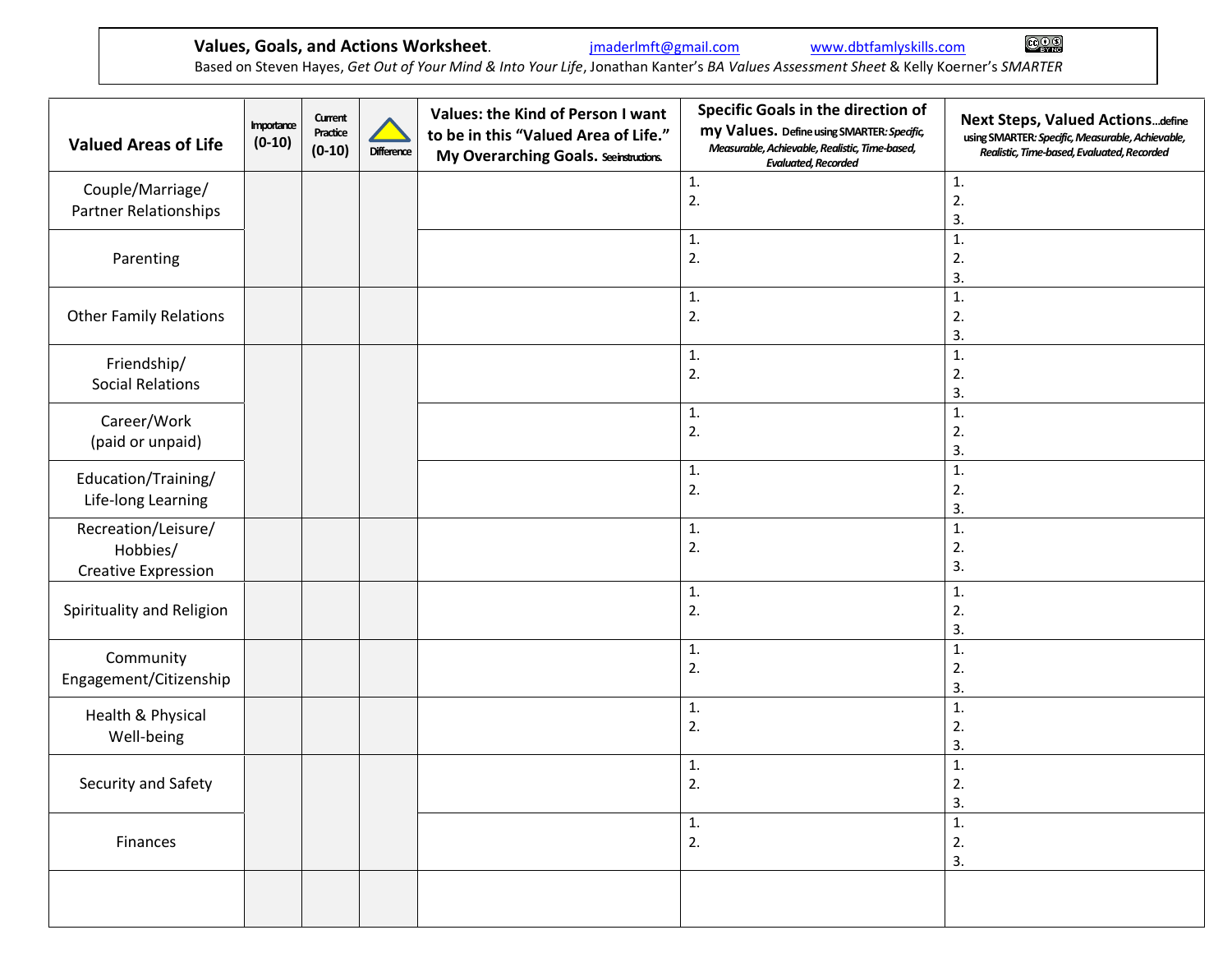**Values, Goals, and Actions Worksheet**. jmaderlmft@gmail.com www.dbtfamlyskills.com

Based on Steven Hayes, *Get Out of Your Mind & Into Your Life*, Jonathan Kanter's *BA Values Assessment Sheet* & Kelly Koerner's *SMARTER*

| Valued Areas of Life | Importance (0-10) | Current Practice (0-10) | Difference | Values: the Kind of Person I want to be in this "Valued Area of Life." My Overarching Goals. See instructions. | Specific Goals in the direction of my Values. Define using SMARTER: *Specific, Measurable, Achievable, Realistic, Time-based, Evaluated, Recorded* | Next Steps, Valued Actions…define using SMARTER: *Specific, Measurable, Achievable, Realistic, Time-based, Evaluated, Recorded* |
|---|---|---|---|---|---|---|
| Couple/Marriage/ Partner Relationships | | | | | 1.<br>2. | 1.<br>2.<br>3. |
| Parenting | | | | | 1.<br>2. | 1.<br>2.<br>3. |
| Other Family Relations | | | | | 1.<br>2. | 1.<br>2.<br>3. |
| Friendship/ Social Relations | | | | | 1.<br>2. | 1.<br>2.<br>3. |
| Career/Work (paid or unpaid) | | | | | 1.<br>2. | 1.<br>2.<br>3. |
| Education/Training/ Life-long Learning | | | | | 1.<br>2. | 1.<br>2.<br>3. |
| Recreation/Leisure/ Hobbies/ Creative Expression | | | | | 1.<br>2. | 1.<br>2.<br>3. |
| Spirituality and Religion | | | | | 1.<br>2. | 1.<br>2.<br>3. |
| Community Engagement/Citizenship | | | | | 1.<br>2. | 1.<br>2.<br>3. |
| Health & Physical Well-being | | | | | 1.<br>2. | 1.<br>2.<br>3. |
| Security and Safety | | | | | 1.<br>2. | 1.<br>2.<br>3. |
| Finances | | | | | 1.<br>2. | 1.<br>2.<br>3. |
| | | | | | | |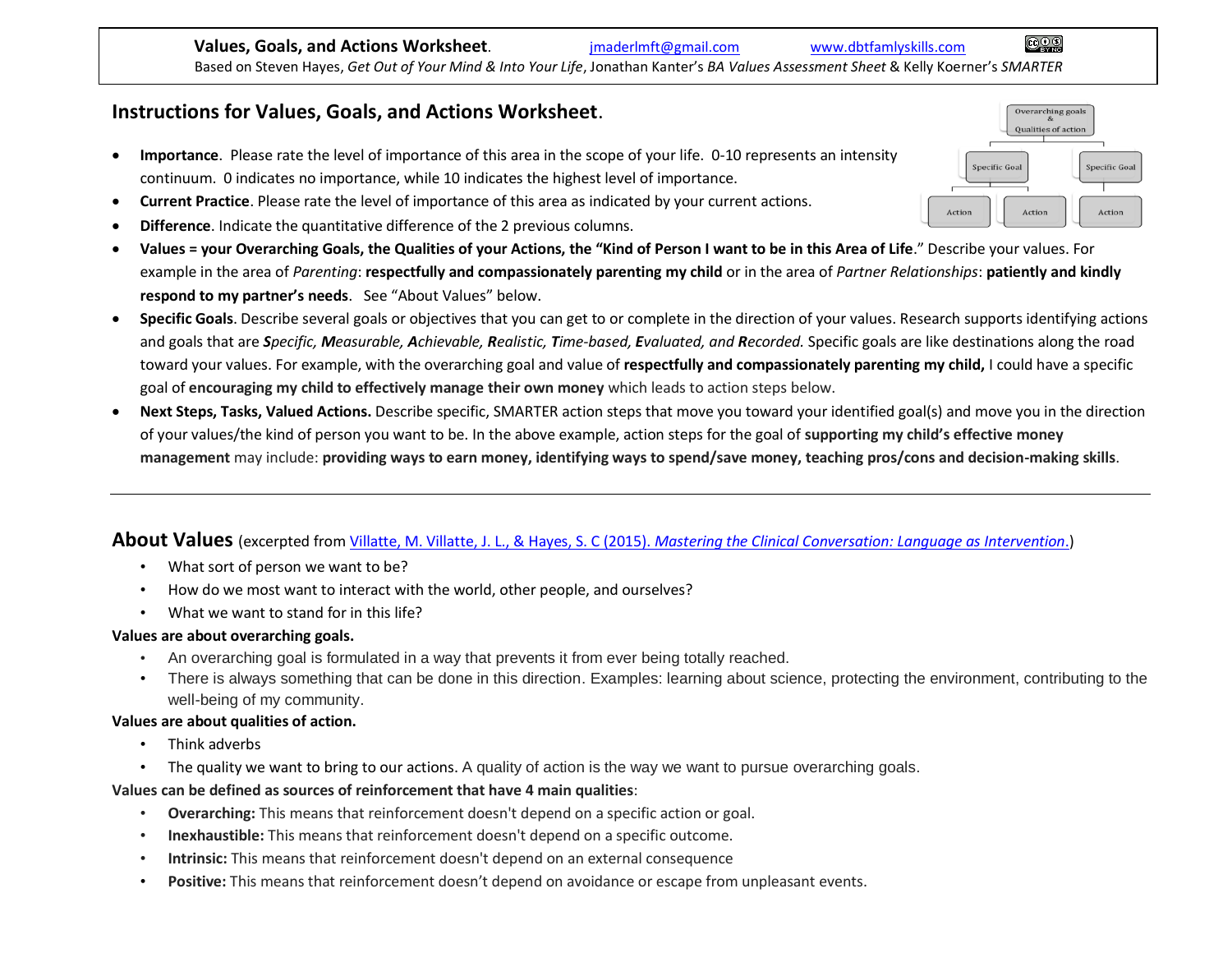**Values, Goals, and Actions Worksheet**. jmaderlmft@gmail.com www.dbtfamlyskills.com

Based on Steven Hayes, *Get Out of Your Mind & Into Your Life*, Jonathan Kanter's *BA Values Assessment Sheet* & Kelly Koerner's *SMARTER*

## Instructions for Values, Goals, and Actions Worksheet.

Overarching goals & Qualities of action

Specific Goal

Specific Goal

Action

Action

Action

- **Importance**. Please rate the level of importance of this area in the scope of your life. 0-10 represents an intensity continuum. 0 indicates no importance, while 10 indicates the highest level of importance.
- **Current Practice**. Please rate the level of importance of this area as indicated by your current actions.
- **Difference**. Indicate the quantitative difference of the 2 previous columns.
- **Values = your Overarching Goals, the Qualities of your Actions, the "Kind of Person I want to be in this Area of Life**." Describe your values. For example in the area of *Parenting*: **respectfully and compassionately parenting my child** or in the area of *Partner Relationships*: **patiently and kindly respond to my partner's needs**. See "About Values" below.
- **Specific Goals**. Describe several goals or objectives that you can get to or complete in the direction of your values. Research supports identifying actions and goals that are ***S****pecific,* ***M****easurable,* ***A****chievable,* ***R****ealistic,* ***T****ime-based,* ***E****valuated, and* ***R****ecorded.* Specific goals are like destinations along the road toward your values. For example, with the overarching goal and value of **respectfully and compassionately parenting my child,** I could have a specific goal of **encouraging my child to effectively manage their own money** which leads to action steps below.
- **Next Steps, Tasks, Valued Actions.** Describe specific, SMARTER action steps that move you toward your identified goal(s) and move you in the direction of your values/the kind of person you want to be. In the above example, action steps for the goal of **supporting my child's effective money management** may include: **providing ways to earn money, identifying ways to spend/save money, teaching pros/cons and decision-making skills**.

---

## About Values (excerpted from Villatte, M. Villatte, J. L., & Hayes, S. C (2015). *Mastering the Clinical Conversation: Language as Intervention*.)

- What sort of person we want to be?
- How do we most want to interact with the world, other people, and ourselves?
- What we want to stand for in this life?

**Values are about overarching goals.**

- An overarching goal is formulated in a way that prevents it from ever being totally reached.
- There is always something that can be done in this direction. Examples: learning about science, protecting the environment, contributing to the well-being of my community.

**Values are about qualities of action.**

- Think adverbs
- The quality we want to bring to our actions. A quality of action is the way we want to pursue overarching goals.

**Values can be defined as sources of reinforcement that have 4 main qualities**:

- **Overarching:** This means that reinforcement doesn't depend on a specific action or goal.
- **Inexhaustible:** This means that reinforcement doesn't depend on a specific outcome.
- **Intrinsic:** This means that reinforcement doesn't depend on an external consequence
- **Positive:** This means that reinforcement doesn't depend on avoidance or escape from unpleasant events.